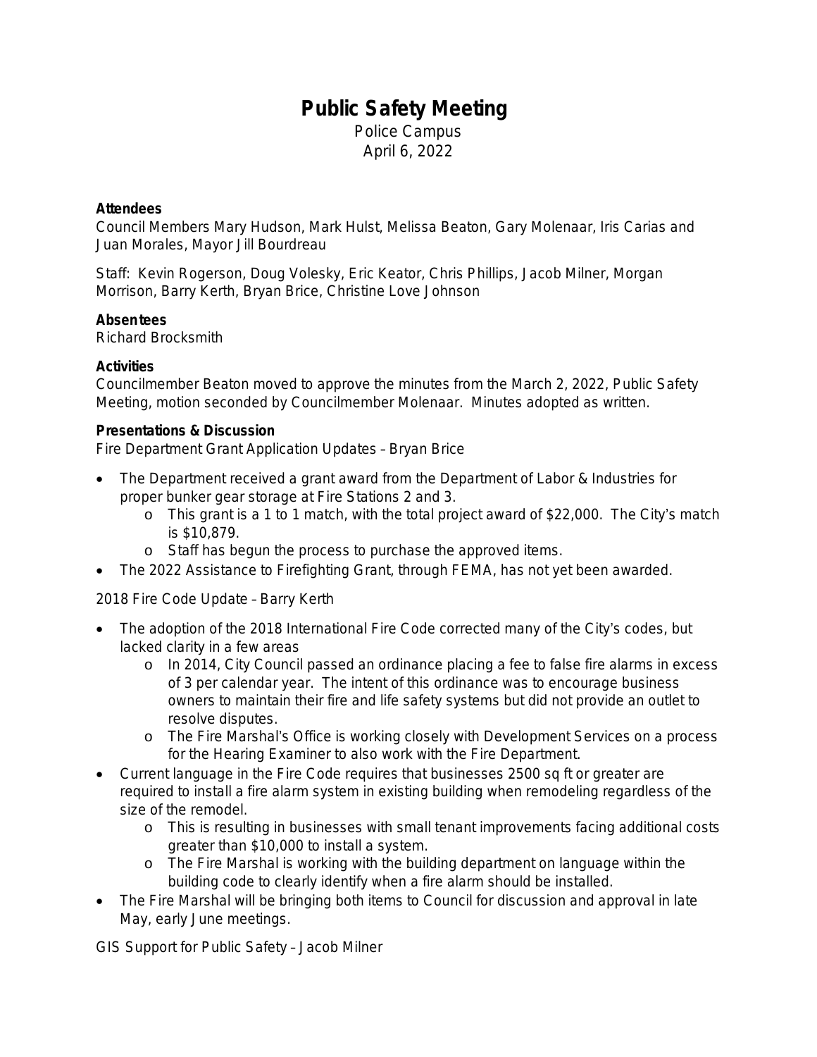# Public Safety Meeting

Police Campus
April 6, 2022

**Attendees**

Council Members Mary Hudson, Mark Hulst, Melissa Beaton, Gary Molenaar, Iris Carias and Juan Morales, Mayor Jill Bourdreau

Staff: Kevin Rogerson, Doug Volesky, Eric Keator, Chris Phillips, Jacob Milner, Morgan Morrison, Barry Kerth, Bryan Brice, Christine Love Johnson

**Absentees**

Richard Brocksmith

**Activities**

Councilmember Beaton moved to approve the minutes from the March 2, 2022, Public Safety Meeting, motion seconded by Councilmember Molenaar. Minutes adopted as written.

**Presentations & Discussion**

Fire Department Grant Application Updates – Bryan Brice

- The Department received a grant award from the Department of Labor & Industries for proper bunker gear storage at Fire Stations 2 and 3.
  - This grant is a 1 to 1 match, with the total project award of $22,000. The City's match is $10,879.
  - Staff has begun the process to purchase the approved items.
- The 2022 Assistance to Firefighting Grant, through FEMA, has not yet been awarded.

2018 Fire Code Update – Barry Kerth

- The adoption of the 2018 International Fire Code corrected many of the City's codes, but lacked clarity in a few areas
  - In 2014, City Council passed an ordinance placing a fee to false fire alarms in excess of 3 per calendar year. The intent of this ordinance was to encourage business owners to maintain their fire and life safety systems but did not provide an outlet to resolve disputes.
  - The Fire Marshal's Office is working closely with Development Services on a process for the Hearing Examiner to also work with the Fire Department.
- Current language in the Fire Code requires that businesses 2500 sq ft or greater are required to install a fire alarm system in existing building when remodeling regardless of the size of the remodel.
  - This is resulting in businesses with small tenant improvements facing additional costs greater than $10,000 to install a system.
  - The Fire Marshal is working with the building department on language within the building code to clearly identify when a fire alarm should be installed.
- The Fire Marshal will be bringing both items to Council for discussion and approval in late May, early June meetings.

GIS Support for Public Safety – Jacob Milner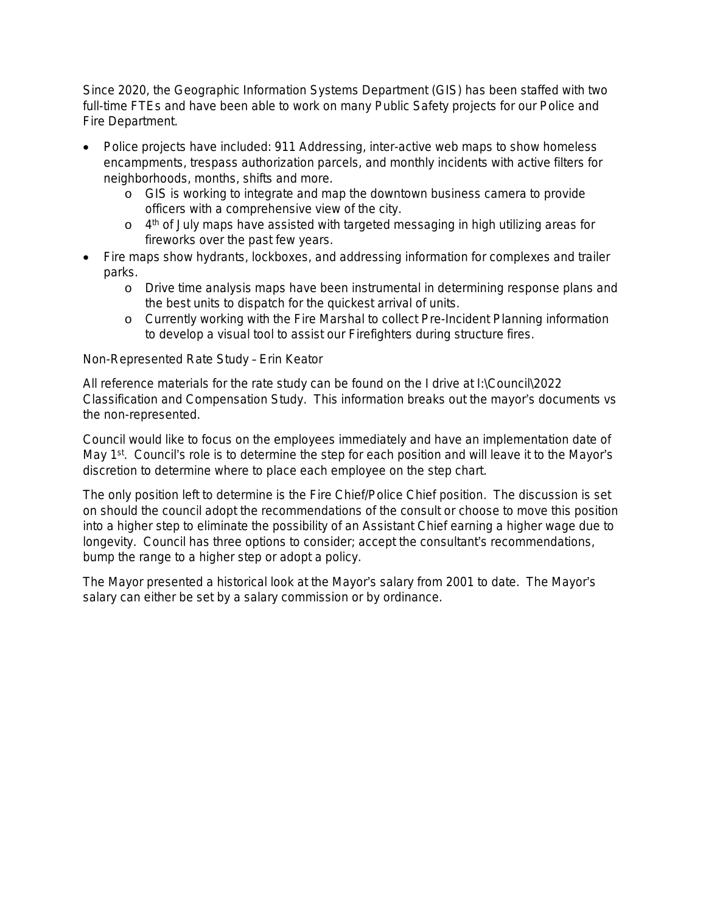Since 2020, the Geographic Information Systems Department (GIS) has been staffed with two full-time FTEs and have been able to work on many Public Safety projects for our Police and Fire Department.

- Police projects have included: 911 Addressing, inter-active web maps to show homeless encampments, trespass authorization parcels, and monthly incidents with active filters for neighborhoods, months, shifts and more.
    - GIS is working to integrate and map the downtown business camera to provide officers with a comprehensive view of the city.
    - 4th of July maps have assisted with targeted messaging in high utilizing areas for fireworks over the past few years.
- Fire maps show hydrants, lockboxes, and addressing information for complexes and trailer parks.
    - Drive time analysis maps have been instrumental in determining response plans and the best units to dispatch for the quickest arrival of units.
    - Currently working with the Fire Marshal to collect Pre-Incident Planning information to develop a visual tool to assist our Firefighters during structure fires.

Non-Represented Rate Study – Erin Keator

All reference materials for the rate study can be found on the I drive at I:\Council\2022 Classification and Compensation Study. This information breaks out the mayor's documents vs the non-represented.

Council would like to focus on the employees immediately and have an implementation date of May 1st. Council's role is to determine the step for each position and will leave it to the Mayor's discretion to determine where to place each employee on the step chart.

The only position left to determine is the Fire Chief/Police Chief position. The discussion is set on should the council adopt the recommendations of the consult or choose to move this position into a higher step to eliminate the possibility of an Assistant Chief earning a higher wage due to longevity. Council has three options to consider; accept the consultant's recommendations, bump the range to a higher step or adopt a policy.

The Mayor presented a historical look at the Mayor's salary from 2001 to date. The Mayor's salary can either be set by a salary commission or by ordinance.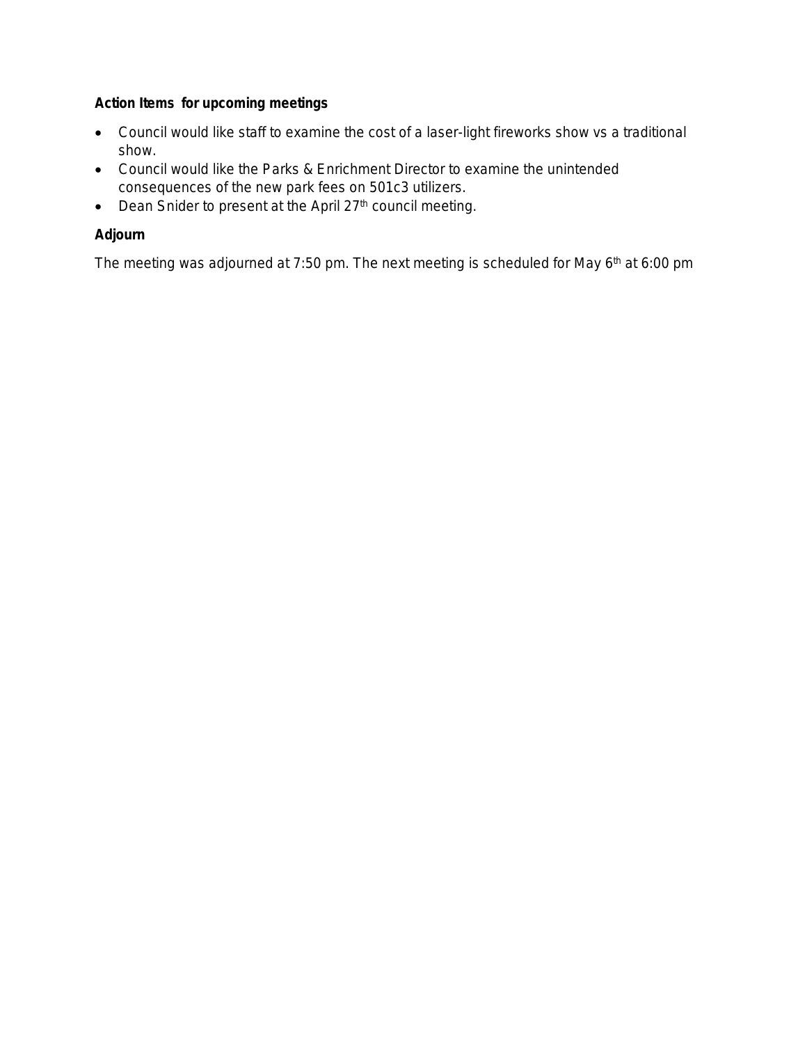**Action Items for upcoming meetings**

- Council would like staff to examine the cost of a laser-light fireworks show vs a traditional show.
- Council would like the Parks & Enrichment Director to examine the unintended consequences of the new park fees on 501c3 utilizers.
- Dean Snider to present at the April 27th council meeting.

**Adjourn**

The meeting was adjourned at 7:50 pm. The next meeting is scheduled for May 6th at 6:00 pm